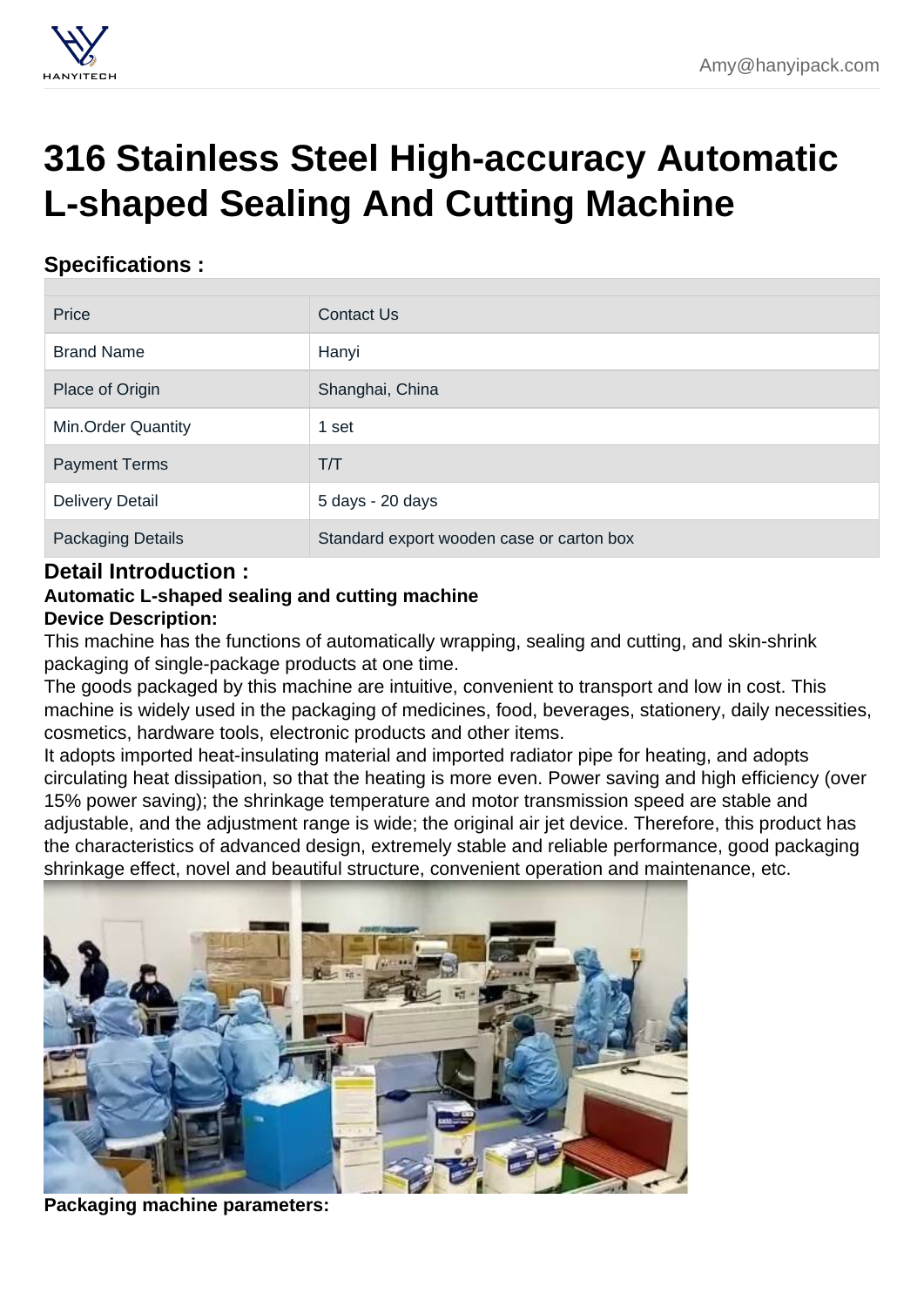# 316 Stainless Steel High-accuracy Automatic L-shaped Sealing And Cutting Machine

## Specifications :

| | |
|---|---|
| Price | Contact Us |
| Brand Name | Hanyi |
| Place of Origin | Shanghai, China |
| Min.Order Quantity | 1 set |
| Payment Terms | T/T |
| Delivery Detail | 5 days - 20 days |
| Packaging Details | Standard export wooden case or carton box |

## Detail Introduction :

**Automatic L-shaped sealing and cutting machine**

**Device Description:**

This machine has the functions of automatically wrapping, sealing and cutting, and skin-shrink packaging of single-package products at one time.

The goods packaged by this machine are intuitive, convenient to transport and low in cost. This machine is widely used in the packaging of medicines, food, beverages, stationery, daily necessities, cosmetics, hardware tools, electronic products and other items.

It adopts imported heat-insulating material and imported radiator pipe for heating, and adopts circulating heat dissipation, so that the heating is more even. Power saving and high efficiency (over 15% power saving); the shrinkage temperature and motor transmission speed are stable and adjustable, and the adjustment range is wide; the original air jet device. Therefore, this product has the characteristics of advanced design, extremely stable and reliable performance, good packaging shrinkage effect, novel and beautiful structure, convenient operation and maintenance, etc.

**Packaging machine parameters:**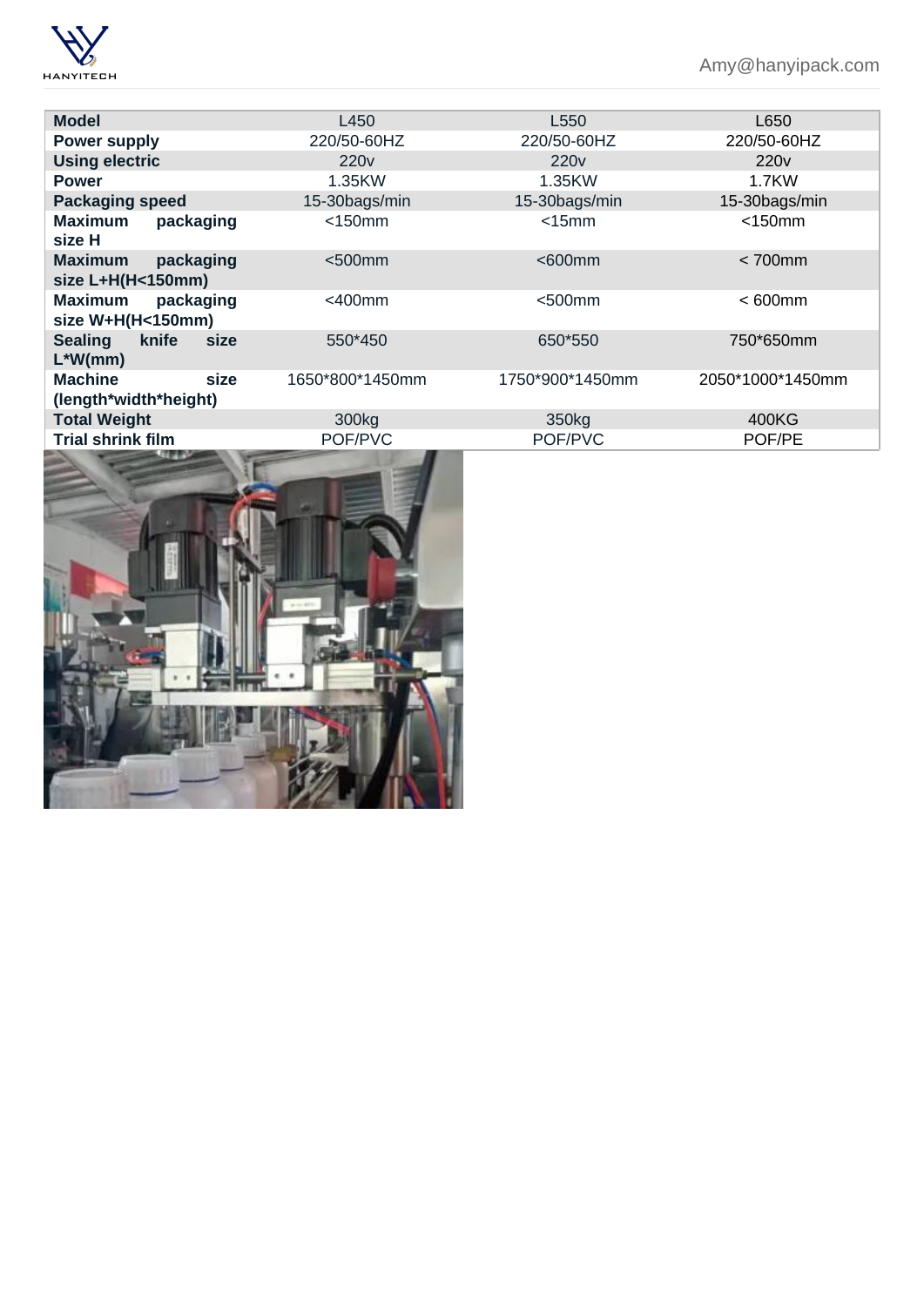| Model | L450 | L550 | L650 |
|---|---|---|---|
| Power supply | 220/50-60HZ | 220/50-60HZ | 220/50-60HZ |
| Using electric | 220v | 220v | 220v |
| Power | 1.35KW | 1.35KW | 1.7KW |
| Packaging speed | 15-30bags/min | 15-30bags/min | 15-30bags/min |
| Maximum packaging size H | <150mm | <15mm | <150mm |
| Maximum packaging size L+H(H<150mm) | <500mm | <600mm | < 700mm |
| Maximum packaging size W+H(H<150mm) | <400mm | <500mm | < 600mm |
| Sealing knife size L*W(mm) | 550*450 | 650*550 | 750*650mm |
| Machine size (length*width*height) | 1650*800*1450mm | 1750*900*1450mm | 2050*1000*1450mm |
| Total Weight | 300kg | 350kg | 400KG |
| Trial shrink film | POF/PVC | POF/PVC | POF/PE |